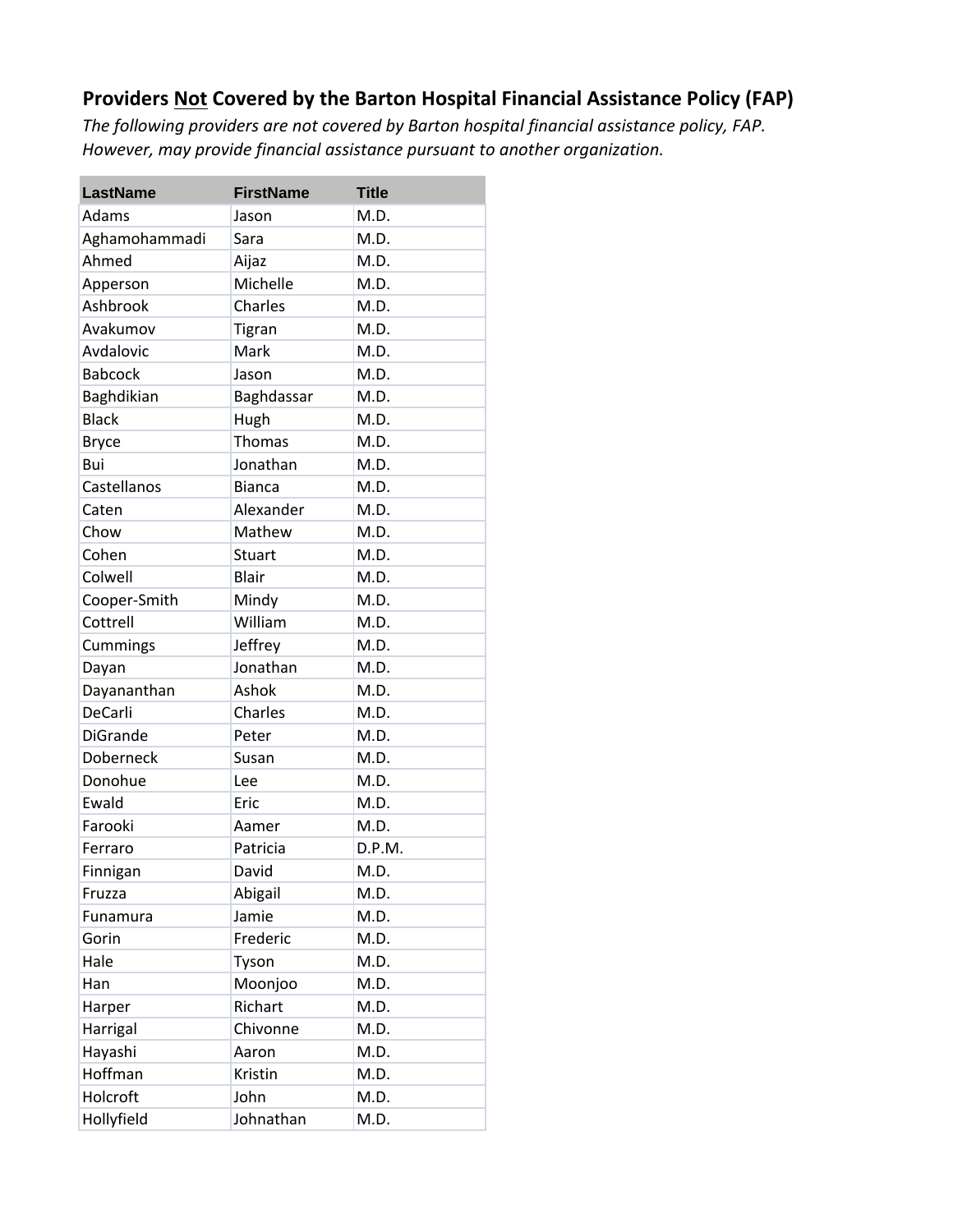## Providers Not Covered by the Barton Hospital Financial Assistance Policy (FAP)

*The following providers are not covered by Barton hospital financial assistance policy, FAP. However, may provide financial assistance pursuant to another organization.*

| LastName | FirstName | Title |
|---|---|---|
| Adams | Jason | M.D. |
| Aghamohammadi | Sara | M.D. |
| Ahmed | Aijaz | M.D. |
| Apperson | Michelle | M.D. |
| Ashbrook | Charles | M.D. |
| Avakumov | Tigran | M.D. |
| Avdalovic | Mark | M.D. |
| Babcock | Jason | M.D. |
| Baghdikian | Baghdassar | M.D. |
| Black | Hugh | M.D. |
| Bryce | Thomas | M.D. |
| Bui | Jonathan | M.D. |
| Castellanos | Bianca | M.D. |
| Caten | Alexander | M.D. |
| Chow | Mathew | M.D. |
| Cohen | Stuart | M.D. |
| Colwell | Blair | M.D. |
| Cooper-Smith | Mindy | M.D. |
| Cottrell | William | M.D. |
| Cummings | Jeffrey | M.D. |
| Dayan | Jonathan | M.D. |
| Dayananthan | Ashok | M.D. |
| DeCarli | Charles | M.D. |
| DiGrande | Peter | M.D. |
| Doberneck | Susan | M.D. |
| Donohue | Lee | M.D. |
| Ewald | Eric | M.D. |
| Farooki | Aamer | M.D. |
| Ferraro | Patricia | D.P.M. |
| Finnigan | David | M.D. |
| Fruzza | Abigail | M.D. |
| Funamura | Jamie | M.D. |
| Gorin | Frederic | M.D. |
| Hale | Tyson | M.D. |
| Han | Moonjoo | M.D. |
| Harper | Richart | M.D. |
| Harrigal | Chivonne | M.D. |
| Hayashi | Aaron | M.D. |
| Hoffman | Kristin | M.D. |
| Holcroft | John | M.D. |
| Hollyfield | Johnathan | M.D. |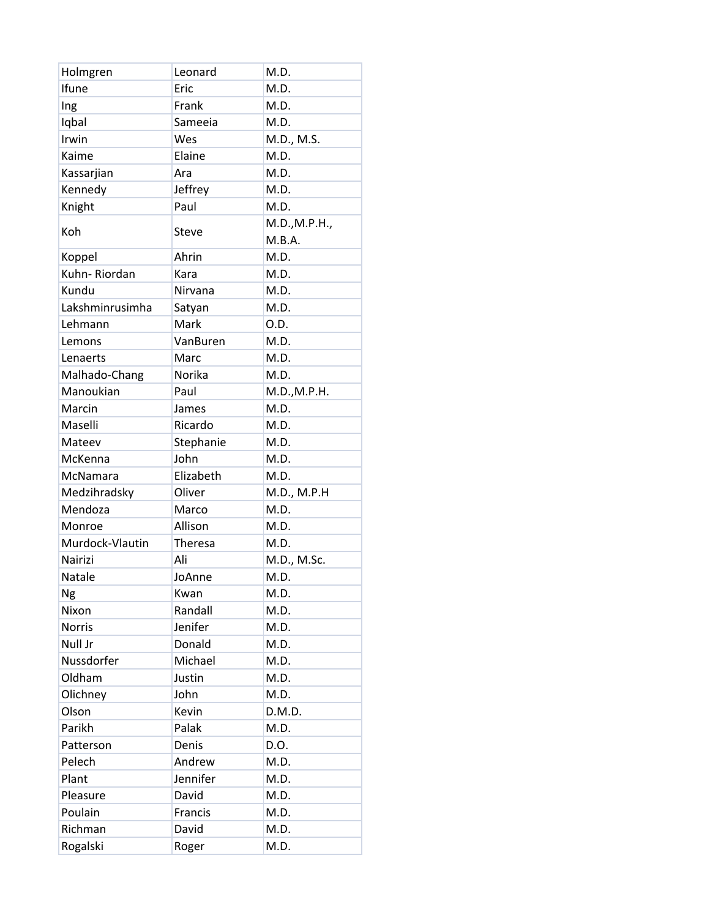| | | |
|---|---|---|
| Holmgren | Leonard | M.D. |
| Ifune | Eric | M.D. |
| Ing | Frank | M.D. |
| Iqbal | Sameeia | M.D. |
| Irwin | Wes | M.D., M.S. |
| Kaime | Elaine | M.D. |
| Kassarjian | Ara | M.D. |
| Kennedy | Jeffrey | M.D. |
| Knight | Paul | M.D. |
| Koh | Steve | M.D.,M.P.H., M.B.A. |
| Koppel | Ahrin | M.D. |
| Kuhn- Riordan | Kara | M.D. |
| Kundu | Nirvana | M.D. |
| Lakshminrusimha | Satyan | M.D. |
| Lehmann | Mark | O.D. |
| Lemons | VanBuren | M.D. |
| Lenaerts | Marc | M.D. |
| Malhado-Chang | Norika | M.D. |
| Manoukian | Paul | M.D.,M.P.H. |
| Marcin | James | M.D. |
| Maselli | Ricardo | M.D. |
| Mateev | Stephanie | M.D. |
| McKenna | John | M.D. |
| McNamara | Elizabeth | M.D. |
| Medzihradsky | Oliver | M.D., M.P.H |
| Mendoza | Marco | M.D. |
| Monroe | Allison | M.D. |
| Murdock-Vlautin | Theresa | M.D. |
| Nairizi | Ali | M.D., M.Sc. |
| Natale | JoAnne | M.D. |
| Ng | Kwan | M.D. |
| Nixon | Randall | M.D. |
| Norris | Jenifer | M.D. |
| Null Jr | Donald | M.D. |
| Nussdorfer | Michael | M.D. |
| Oldham | Justin | M.D. |
| Olichney | John | M.D. |
| Olson | Kevin | D.M.D. |
| Parikh | Palak | M.D. |
| Patterson | Denis | D.O. |
| Pelech | Andrew | M.D. |
| Plant | Jennifer | M.D. |
| Pleasure | David | M.D. |
| Poulain | Francis | M.D. |
| Richman | David | M.D. |
| Rogalski | Roger | M.D. |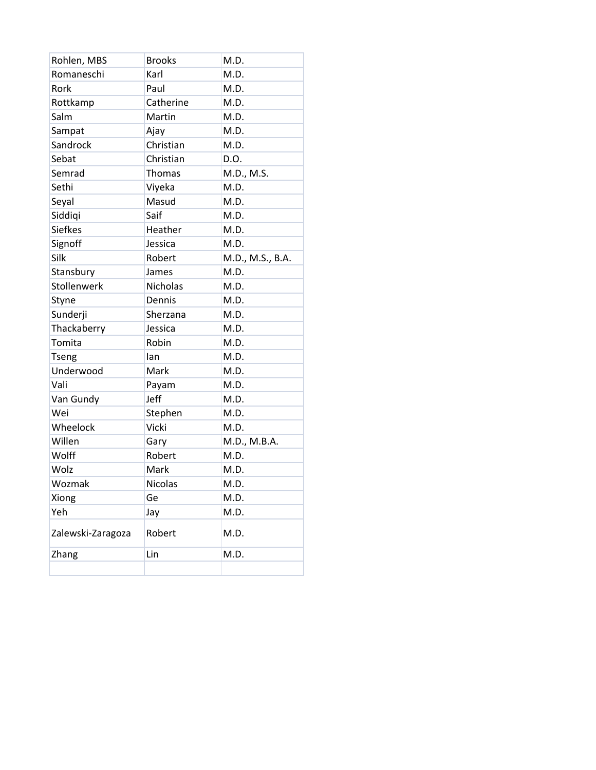| | | |
|---|---|---|
| Rohlen, MBS | Brooks | M.D. |
| Romaneschi | Karl | M.D. |
| Rork | Paul | M.D. |
| Rottkamp | Catherine | M.D. |
| Salm | Martin | M.D. |
| Sampat | Ajay | M.D. |
| Sandrock | Christian | M.D. |
| Sebat | Christian | D.O. |
| Semrad | Thomas | M.D., M.S. |
| Sethi | Viyeka | M.D. |
| Seyal | Masud | M.D. |
| Siddiqi | Saif | M.D. |
| Siefkes | Heather | M.D. |
| Signoff | Jessica | M.D. |
| Silk | Robert | M.D., M.S., B.A. |
| Stansbury | James | M.D. |
| Stollenwerk | Nicholas | M.D. |
| Styne | Dennis | M.D. |
| Sunderji | Sherzana | M.D. |
| Thackaberry | Jessica | M.D. |
| Tomita | Robin | M.D. |
| Tseng | Ian | M.D. |
| Underwood | Mark | M.D. |
| Vali | Payam | M.D. |
| Van Gundy | Jeff | M.D. |
| Wei | Stephen | M.D. |
| Wheelock | Vicki | M.D. |
| Willen | Gary | M.D., M.B.A. |
| Wolff | Robert | M.D. |
| Wolz | Mark | M.D. |
| Wozmak | Nicolas | M.D. |
| Xiong | Ge | M.D. |
| Yeh | Jay | M.D. |
| Zalewski-Zaragoza | Robert | M.D. |
| Zhang | Lin | M.D. |
| | | |